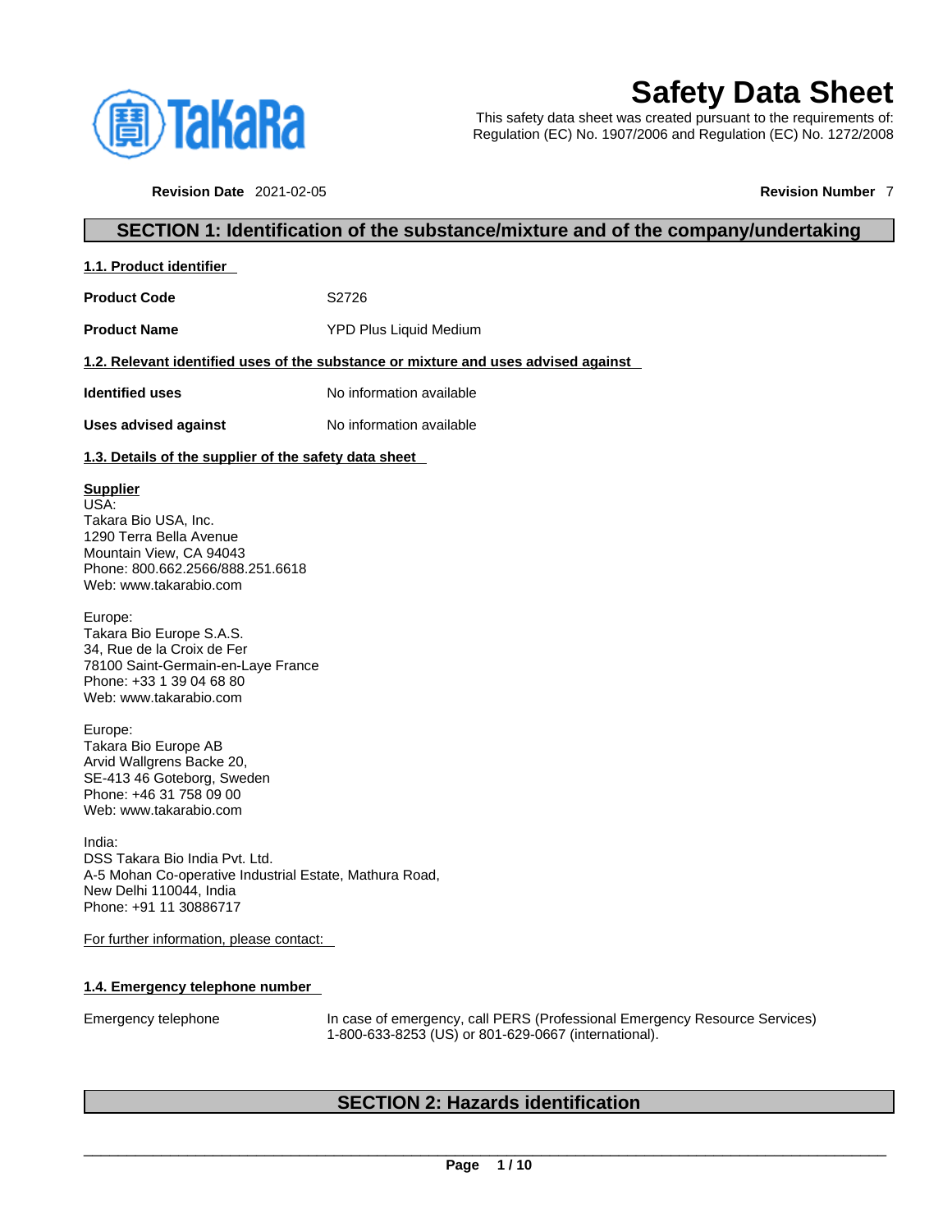# Safety Data Sheet

This safety data sheet was created pursuant to the requirements of:
Regulation (EC) No. 1907/2006 and Regulation (EC) No. 1272/2008

**Revision Date** 2021-02-05 **Revision Number** 7

## SECTION 1: Identification of the substance/mixture and of the company/undertaking

### 1.1. Product identifier

**Product Code** S2726

**Product Name** YPD Plus Liquid Medium

### 1.2. Relevant identified uses of the substance or mixture and uses advised against

**Identified uses** No information available

**Uses advised against** No information available

### 1.3. Details of the supplier of the safety data sheet

**Supplier**
USA:
Takara Bio USA, Inc.
1290 Terra Bella Avenue
Mountain View, CA 94043
Phone: 800.662.2566/888.251.6618
Web: www.takarabio.com

Europe:
Takara Bio Europe S.A.S.
34, Rue de la Croix de Fer
78100 Saint-Germain-en-Laye France
Phone: +33 1 39 04 68 80
Web: www.takarabio.com

Europe:
Takara Bio Europe AB
Arvid Wallgrens Backe 20,
SE-413 46 Goteborg, Sweden
Phone: +46 31 758 09 00
Web: www.takarabio.com

India:
DSS Takara Bio India Pvt. Ltd.
A-5 Mohan Co-operative Industrial Estate, Mathura Road,
New Delhi 110044, India
Phone: +91 11 30886717

For further information, please contact:

### 1.4. Emergency telephone number

Emergency telephone In case of emergency, call PERS (Professional Emergency Resource Services) 1-800-633-8253 (US) or 801-629-0667 (international).

## SECTION 2: Hazards identification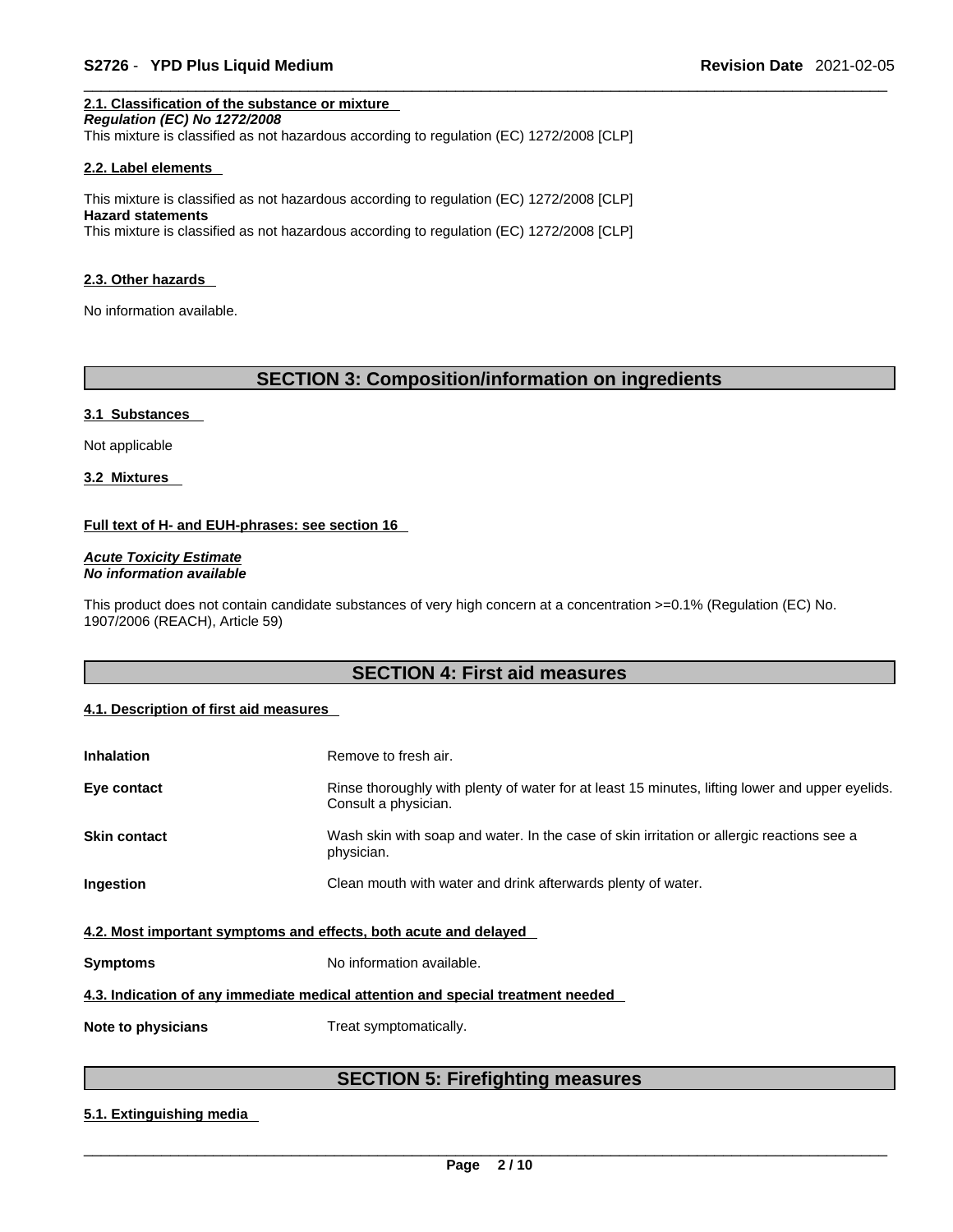#### 2.1. Classification of the substance or mixture

***Regulation (EC) No 1272/2008***

This mixture is classified as not hazardous according to regulation (EC) 1272/2008 [CLP]

#### 2.2. Label elements

This mixture is classified as not hazardous according to regulation (EC) 1272/2008 [CLP]

**Hazard statements**

This mixture is classified as not hazardous according to regulation (EC) 1272/2008 [CLP]

#### 2.3. Other hazards

No information available.

## SECTION 3: Composition/information on ingredients

#### 3.1 Substances

Not applicable

#### 3.2 Mixtures

**Full text of H- and EUH-phrases: see section 16**

***Acute Toxicity Estimate***
***No information available***

This product does not contain candidate substances of very high concern at a concentration >=0.1% (Regulation (EC) No. 1907/2006 (REACH), Article 59)

## SECTION 4: First aid measures

#### 4.1. Description of first aid measures

| | |
|---|---|
| **Inhalation** | Remove to fresh air. |
| **Eye contact** | Rinse thoroughly with plenty of water for at least 15 minutes, lifting lower and upper eyelids. Consult a physician. |
| **Skin contact** | Wash skin with soap and water. In the case of skin irritation or allergic reactions see a physician. |
| **Ingestion** | Clean mouth with water and drink afterwards plenty of water. |

#### 4.2. Most important symptoms and effects, both acute and delayed

| | |
|---|---|
| **Symptoms** | No information available. |

#### 4.3. Indication of any immediate medical attention and special treatment needed

| | |
|---|---|
| **Note to physicians** | Treat symptomatically. |

## SECTION 5: Firefighting measures

#### 5.1. Extinguishing media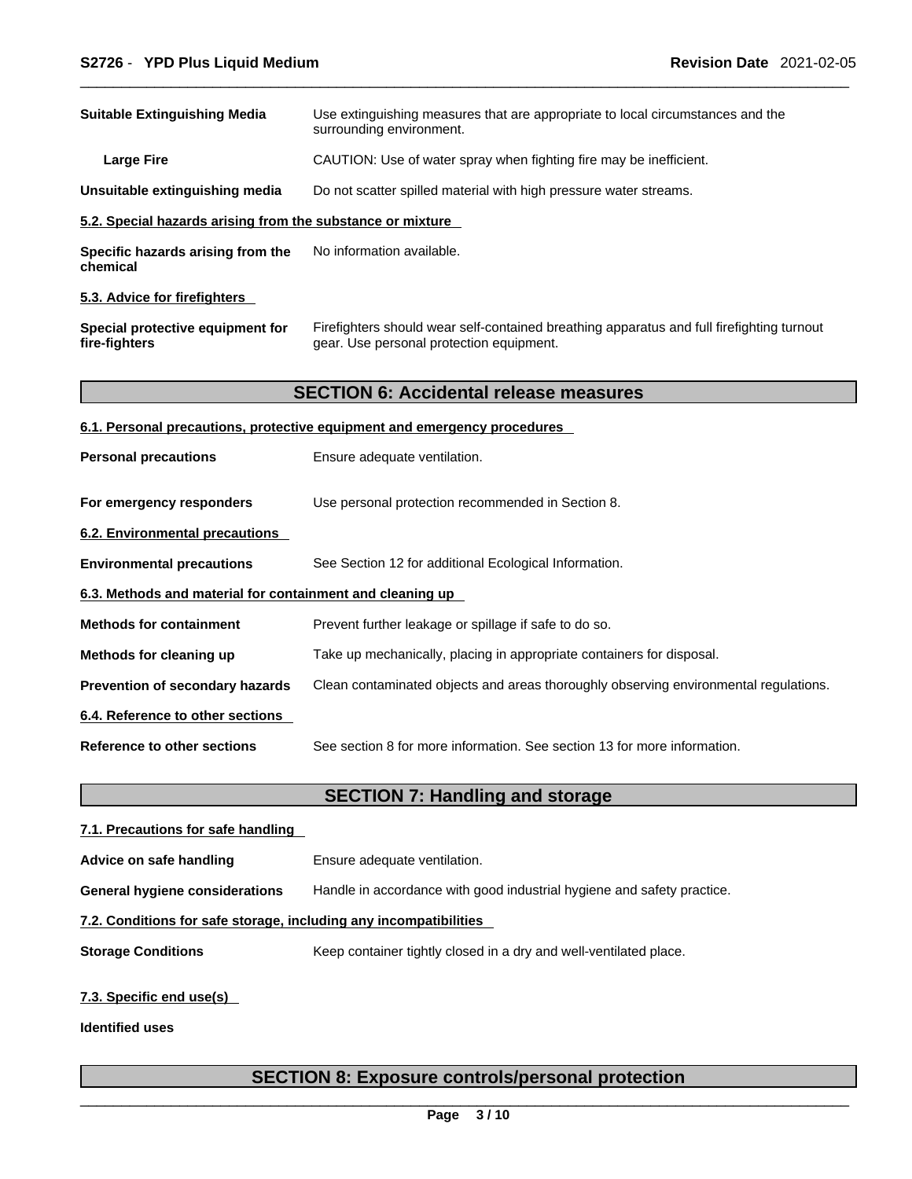**Suitable Extinguishing Media** Use extinguishing measures that are appropriate to local circumstances and the surrounding environment.

**Large Fire** CAUTION: Use of water spray when fighting fire may be inefficient.

**Unsuitable extinguishing media** Do not scatter spilled material with high pressure water streams.

### 5.2. Special hazards arising from the substance or mixture

**Specific hazards arising from the chemical** No information available.

### 5.3. Advice for firefighters

**Special protective equipment for fire-fighters** Firefighters should wear self-contained breathing apparatus and full firefighting turnout gear. Use personal protection equipment.

## SECTION 6: Accidental release measures

### 6.1. Personal precautions, protective equipment and emergency procedures

**Personal precautions** Ensure adequate ventilation.

**For emergency responders** Use personal protection recommended in Section 8.

### 6.2. Environmental precautions

**Environmental precautions** See Section 12 for additional Ecological Information.

### 6.3. Methods and material for containment and cleaning up

**Methods for containment** Prevent further leakage or spillage if safe to do so.

**Methods for cleaning up** Take up mechanically, placing in appropriate containers for disposal.

**Prevention of secondary hazards** Clean contaminated objects and areas thoroughly observing environmental regulations.

### 6.4. Reference to other sections

**Reference to other sections** See section 8 for more information. See section 13 for more information.

## SECTION 7: Handling and storage

### 7.1. Precautions for safe handling

**Advice on safe handling** Ensure adequate ventilation.

**General hygiene considerations** Handle in accordance with good industrial hygiene and safety practice.

### 7.2. Conditions for safe storage, including any incompatibilities

**Storage Conditions** Keep container tightly closed in a dry and well-ventilated place.

### 7.3. Specific end use(s)

**Identified uses**

## SECTION 8: Exposure controls/personal protection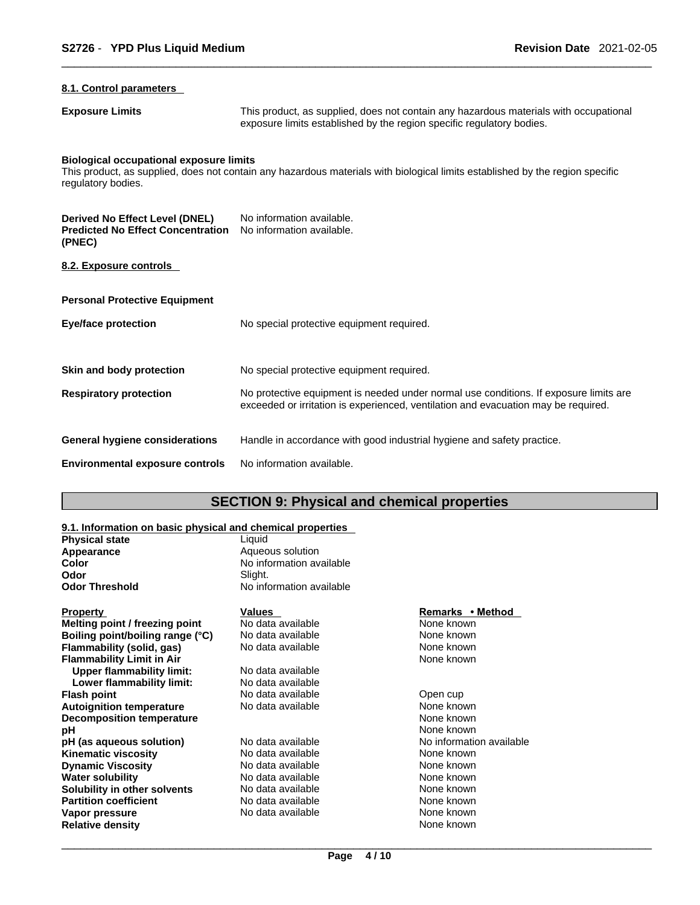### 8.1. Control parameters

| | |
|---|---|
| **Exposure Limits** | This product, as supplied, does not contain any hazardous materials with occupational exposure limits established by the region specific regulatory bodies. |

**Biological occupational exposure limits**
This product, as supplied, does not contain any hazardous materials with biological limits established by the region specific regulatory bodies.

| | |
|---|---|
| **Derived No Effect Level (DNEL)** | No information available. |
| **Predicted No Effect Concentration (PNEC)** | No information available. |

### 8.2. Exposure controls

**Personal Protective Equipment**

| | |
|---|---|
| **Eye/face protection** | No special protective equipment required. |
| **Skin and body protection** | No special protective equipment required. |
| **Respiratory protection** | No protective equipment is needed under normal use conditions. If exposure limits are exceeded or irritation is experienced, ventilation and evacuation may be required. |
| **General hygiene considerations** | Handle in accordance with good industrial hygiene and safety practice. |
| **Environmental exposure controls** | No information available. |

## SECTION 9: Physical and chemical properties

### 9.1. Information on basic physical and chemical properties

| | |
|---|---|
| **Physical state** | Liquid |
| **Appearance** | Aqueous solution |
| **Color** | No information available |
| **Odor** | Slight. |
| **Odor Threshold** | No information available |

| Property | Values | Remarks • Method |
|---|---|---|
| **Melting point / freezing point** | No data available | None known |
| **Boiling point/boiling range (°C)** | No data available | None known |
| **Flammability (solid, gas)** | No data available | None known |
| **Flammability Limit in Air** | | None known |
| **Upper flammability limit:** | No data available | |
| **Lower flammability limit:** | No data available | |
| **Flash point** | No data available | Open cup |
| **Autoignition temperature** | No data available | None known |
| **Decomposition temperature** | | None known |
| **pH** | | None known |
| **pH (as aqueous solution)** | No data available | No information available |
| **Kinematic viscosity** | No data available | None known |
| **Dynamic Viscosity** | No data available | None known |
| **Water solubility** | No data available | None known |
| **Solubility in other solvents** | No data available | None known |
| **Partition coefficient** | No data available | None known |
| **Vapor pressure** | No data available | None known |
| **Relative density** | | None known |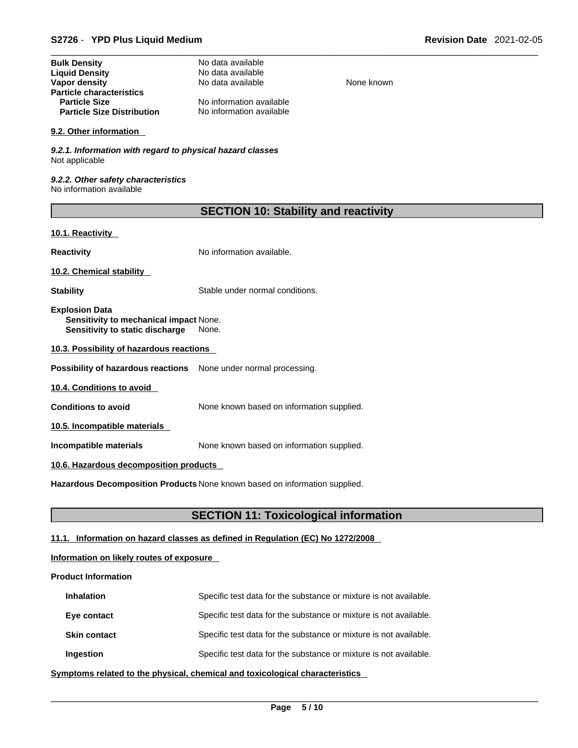| | | |
|---|---|---|
| **Bulk Density** | No data available | |
| **Liquid Density** | No data available | |
| **Vapor density** | No data available | None known |
| **Particle characteristics** | | |
| **Particle Size** | No information available | |
| **Particle Size Distribution** | No information available | |

### 9.2. Other information

*9.2.1. Information with regard to physical hazard classes*
Not applicable

*9.2.2. Other safety characteristics*
No information available

## SECTION 10: Stability and reactivity

### 10.1. Reactivity

**Reactivity** No information available.

### 10.2. Chemical stability

**Stability** Stable under normal conditions.

**Explosion Data**
**Sensitivity to mechanical impact** None.
**Sensitivity to static discharge** None.

### 10.3. Possibility of hazardous reactions

**Possibility of hazardous reactions** None under normal processing.

### 10.4. Conditions to avoid

**Conditions to avoid** None known based on information supplied.

### 10.5. Incompatible materials

**Incompatible materials** None known based on information supplied.

### 10.6. Hazardous decomposition products

**Hazardous Decomposition Products** None known based on information supplied.

## SECTION 11: Toxicological information

### 11.1. Information on hazard classes as defined in Regulation (EC) No 1272/2008

**Information on likely routes of exposure**

**Product Information**

| | |
|---|---|
| **Inhalation** | Specific test data for the substance or mixture is not available. |
| **Eye contact** | Specific test data for the substance or mixture is not available. |
| **Skin contact** | Specific test data for the substance or mixture is not available. |
| **Ingestion** | Specific test data for the substance or mixture is not available. |

**Symptoms related to the physical, chemical and toxicological characteristics**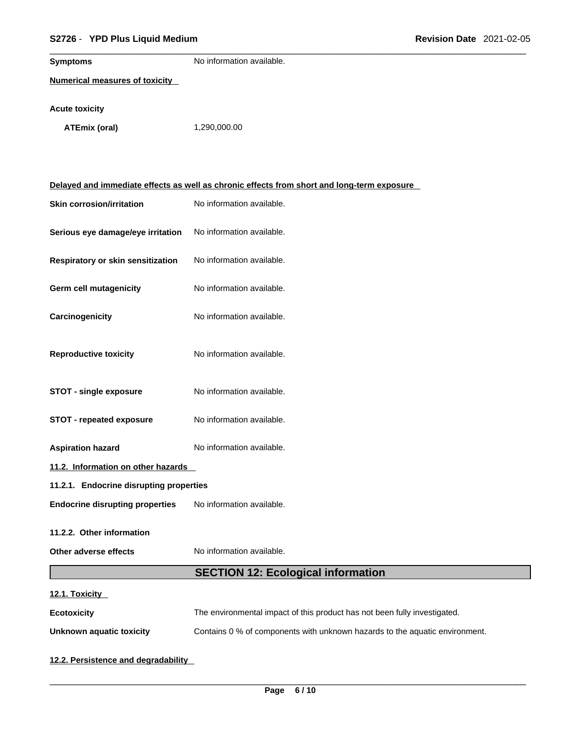**Symptoms** No information available.

**Numerical measures of toxicity**

**Acute toxicity**

**ATEmix (oral)** 1,290,000.00

**Delayed and immediate effects as well as chronic effects from short and long-term exposure**

| | |
|---|---|
| **Skin corrosion/irritation** | No information available. |
| **Serious eye damage/eye irritation** | No information available. |
| **Respiratory or skin sensitization** | No information available. |
| **Germ cell mutagenicity** | No information available. |
| **Carcinogenicity** | No information available. |
| **Reproductive toxicity** | No information available. |
| **STOT - single exposure** | No information available. |
| **STOT - repeated exposure** | No information available. |
| **Aspiration hazard** | No information available. |

**11.2. Information on other hazards**

**11.2.1. Endocrine disrupting properties**

**Endocrine disrupting properties** No information available.

**11.2.2. Other information**

**Other adverse effects** No information available.

## SECTION 12: Ecological information

**12.1. Toxicity**

**Ecotoxicity** The environmental impact of this product has not been fully investigated.

**Unknown aquatic toxicity** Contains 0 % of components with unknown hazards to the aquatic environment.

**12.2. Persistence and degradability**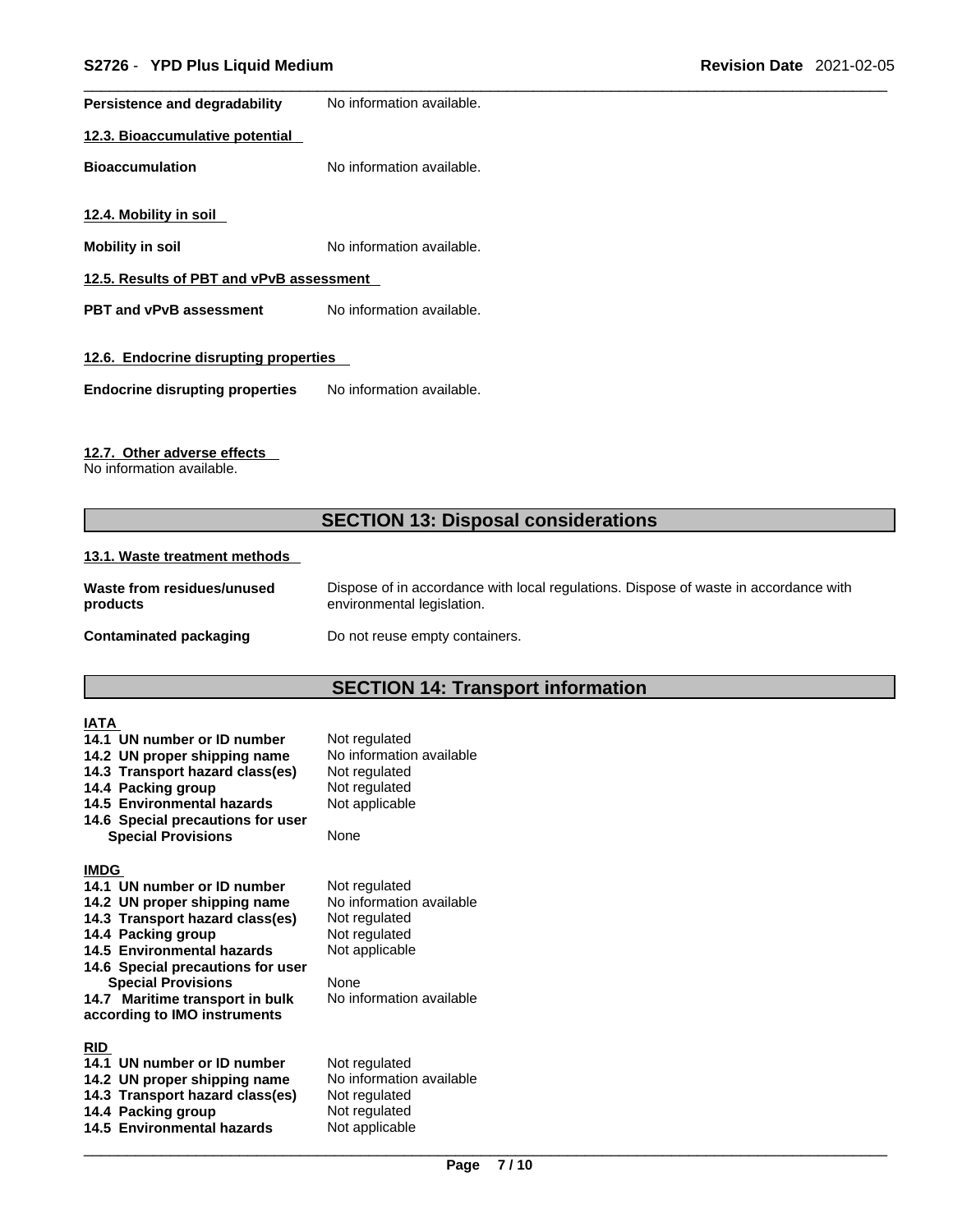**Persistence and degradability** No information available.

**12.3. Bioaccumulative potential**

**Bioaccumulation** No information available.

**12.4. Mobility in soil**

**Mobility in soil** No information available.

**12.5. Results of PBT and vPvB assessment**

**PBT and vPvB assessment** No information available.

**12.6. Endocrine disrupting properties**

**Endocrine disrupting properties** No information available.

**12.7. Other adverse effects**

No information available.

## SECTION 13: Disposal considerations

**13.1. Waste treatment methods**

**Waste from residues/unused products** Dispose of in accordance with local regulations. Dispose of waste in accordance with environmental legislation.

**Contaminated packaging** Do not reuse empty containers.

## SECTION 14: Transport information

**IATA**

| | |
|---|---|
| **14.1 UN number or ID number** | Not regulated |
| **14.2 UN proper shipping name** | No information available |
| **14.3 Transport hazard class(es)** | Not regulated |
| **14.4 Packing group** | Not regulated |
| **14.5 Environmental hazards** | Not applicable |
| **14.6 Special precautions for user** | |
| **Special Provisions** | None |

**IMDG**

| | |
|---|---|
| **14.1 UN number or ID number** | Not regulated |
| **14.2 UN proper shipping name** | No information available |
| **14.3 Transport hazard class(es)** | Not regulated |
| **14.4 Packing group** | Not regulated |
| **14.5 Environmental hazards** | Not applicable |
| **14.6 Special precautions for user** | |
| **Special Provisions** | None |
| **14.7 Maritime transport in bulk according to IMO instruments** | No information available |

**RID**

| | |
|---|---|
| **14.1 UN number or ID number** | Not regulated |
| **14.2 UN proper shipping name** | No information available |
| **14.3 Transport hazard class(es)** | Not regulated |
| **14.4 Packing group** | Not regulated |
| **14.5 Environmental hazards** | Not applicable |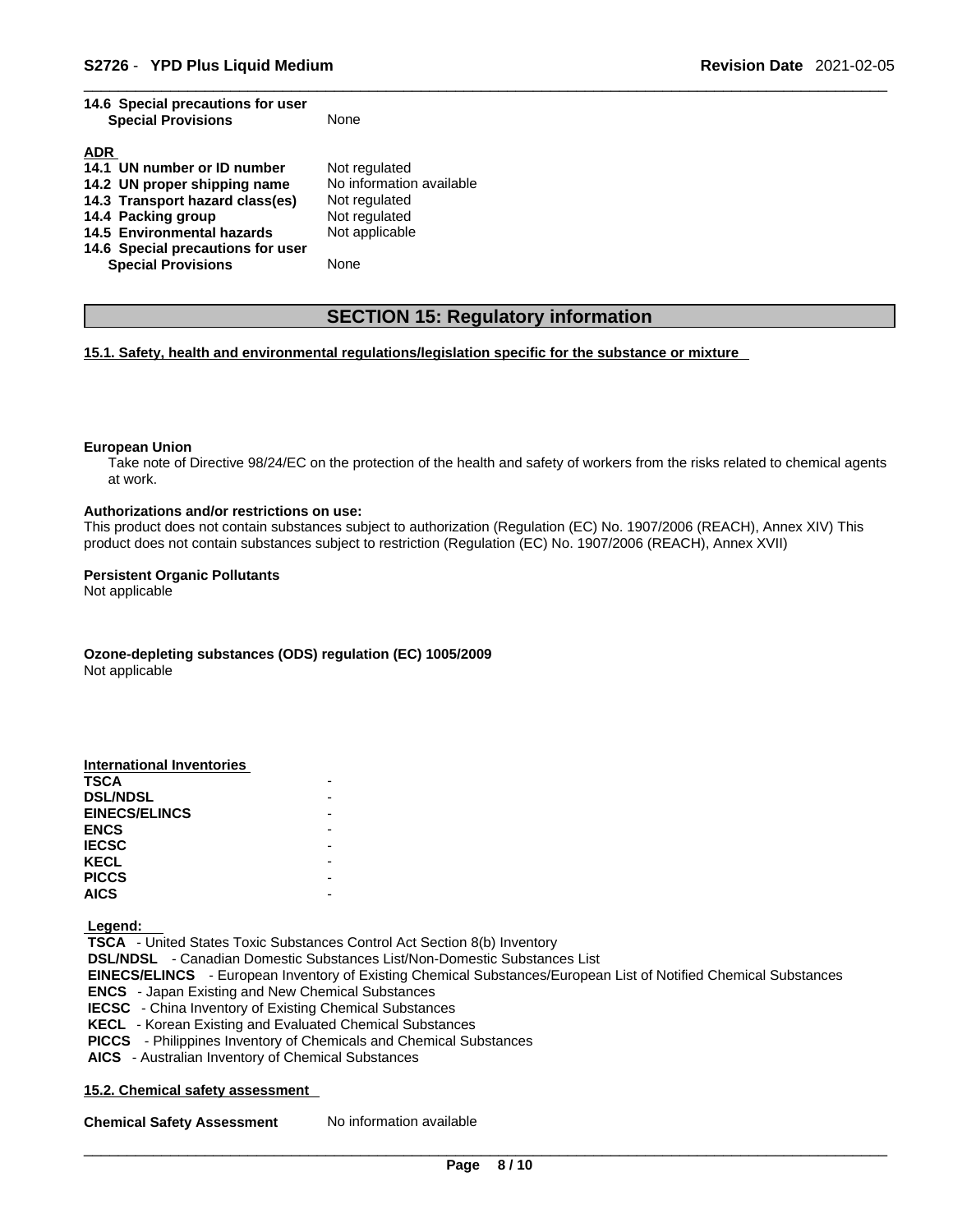**14.6 Special precautions for user**

| | |
|---|---|
| **Special Provisions** | None |

**ADR**

| | |
|---|---|
| **14.1 UN number or ID number** | Not regulated |
| **14.2 UN proper shipping name** | No information available |
| **14.3 Transport hazard class(es)** | Not regulated |
| **14.4 Packing group** | Not regulated |
| **14.5 Environmental hazards** | Not applicable |
| **14.6 Special precautions for user** | |
| **Special Provisions** | None |

## SECTION 15: Regulatory information

**15.1. Safety, health and environmental regulations/legislation specific for the substance or mixture**

**European Union**

Take note of Directive 98/24/EC on the protection of the health and safety of workers from the risks related to chemical agents at work.

**Authorizations and/or restrictions on use:**

This product does not contain substances subject to authorization (Regulation (EC) No. 1907/2006 (REACH), Annex XIV) This product does not contain substances subject to restriction (Regulation (EC) No. 1907/2006 (REACH), Annex XVII)

**Persistent Organic Pollutants**

Not applicable

**Ozone-depleting substances (ODS) regulation (EC) 1005/2009**

Not applicable

**International Inventories**

| | |
|---|---|
| **TSCA** | - |
| **DSL/NDSL** | - |
| **EINECS/ELINCS** | - |
| **ENCS** | - |
| **IECSC** | - |
| **KECL** | - |
| **PICCS** | - |
| **AICS** | - |

**Legend:**

**TSCA** - United States Toxic Substances Control Act Section 8(b) Inventory
**DSL/NDSL** - Canadian Domestic Substances List/Non-Domestic Substances List
**EINECS/ELINCS** - European Inventory of Existing Chemical Substances/European List of Notified Chemical Substances
**ENCS** - Japan Existing and New Chemical Substances
**IECSC** - China Inventory of Existing Chemical Substances
**KECL** - Korean Existing and Evaluated Chemical Substances
**PICCS** - Philippines Inventory of Chemicals and Chemical Substances
**AICS** - Australian Inventory of Chemical Substances

**15.2. Chemical safety assessment**

| | |
|---|---|
| **Chemical Safety Assessment** | No information available |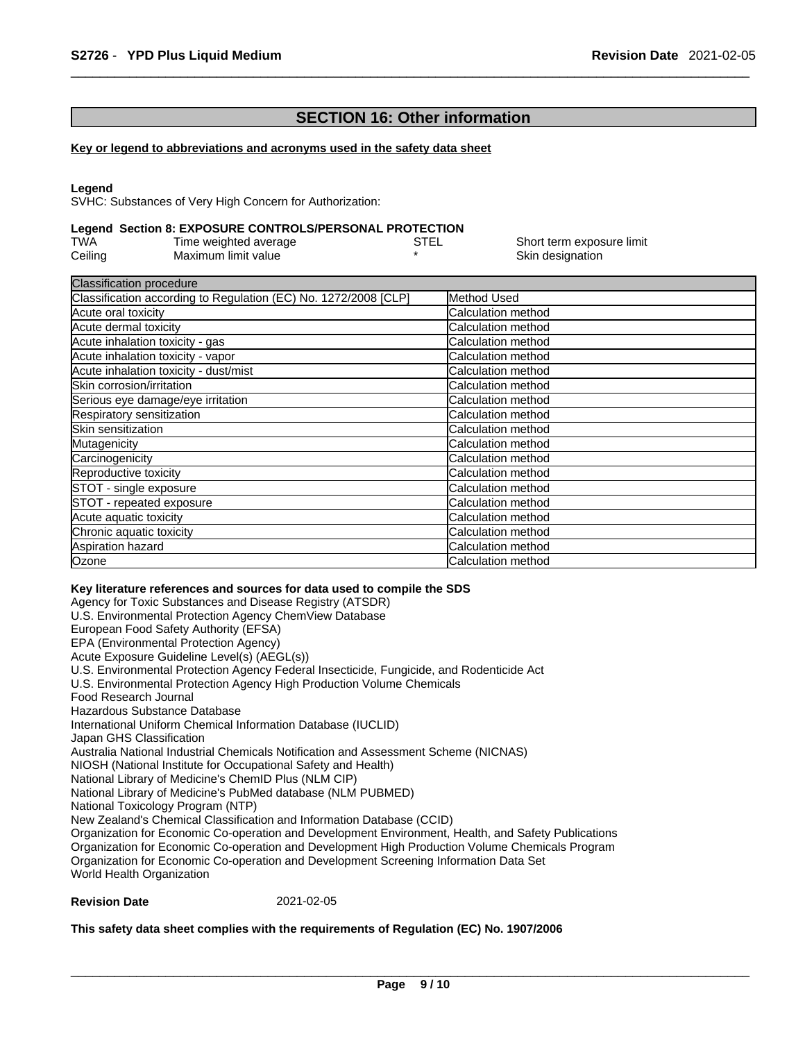## SECTION 16: Other information

**Key or legend to abbreviations and acronyms used in the safety data sheet**

**Legend**
SVHC: Substances of Very High Concern for Authorization:

**Legend Section 8: EXPOSURE CONTROLS/PERSONAL PROTECTION**

| | | | |
|---|---|---|---|
| TWA | Time weighted average | STEL | Short term exposure limit |
| Ceiling | Maximum limit value | * | Skin designation |

| Classification procedure | |
|---|---|
| Classification according to Regulation (EC) No. 1272/2008 [CLP] | Method Used |
| Acute oral toxicity | Calculation method |
| Acute dermal toxicity | Calculation method |
| Acute inhalation toxicity - gas | Calculation method |
| Acute inhalation toxicity - vapor | Calculation method |
| Acute inhalation toxicity - dust/mist | Calculation method |
| Skin corrosion/irritation | Calculation method |
| Serious eye damage/eye irritation | Calculation method |
| Respiratory sensitization | Calculation method |
| Skin sensitization | Calculation method |
| Mutagenicity | Calculation method |
| Carcinogenicity | Calculation method |
| Reproductive toxicity | Calculation method |
| STOT - single exposure | Calculation method |
| STOT - repeated exposure | Calculation method |
| Acute aquatic toxicity | Calculation method |
| Chronic aquatic toxicity | Calculation method |
| Aspiration hazard | Calculation method |
| Ozone | Calculation method |

**Key literature references and sources for data used to compile the SDS**
Agency for Toxic Substances and Disease Registry (ATSDR)
U.S. Environmental Protection Agency ChemView Database
European Food Safety Authority (EFSA)
EPA (Environmental Protection Agency)
Acute Exposure Guideline Level(s) (AEGL(s))
U.S. Environmental Protection Agency Federal Insecticide, Fungicide, and Rodenticide Act
U.S. Environmental Protection Agency High Production Volume Chemicals
Food Research Journal
Hazardous Substance Database
International Uniform Chemical Information Database (IUCLID)
Japan GHS Classification
Australia National Industrial Chemicals Notification and Assessment Scheme (NICNAS)
NIOSH (National Institute for Occupational Safety and Health)
National Library of Medicine's ChemID Plus (NLM CIP)
National Library of Medicine's PubMed database (NLM PUBMED)
National Toxicology Program (NTP)
New Zealand's Chemical Classification and Information Database (CCID)
Organization for Economic Co-operation and Development Environment, Health, and Safety Publications
Organization for Economic Co-operation and Development High Production Volume Chemicals Program
Organization for Economic Co-operation and Development Screening Information Data Set
World Health Organization

**Revision Date** 2021-02-05

**This safety data sheet complies with the requirements of Regulation (EC) No. 1907/2006**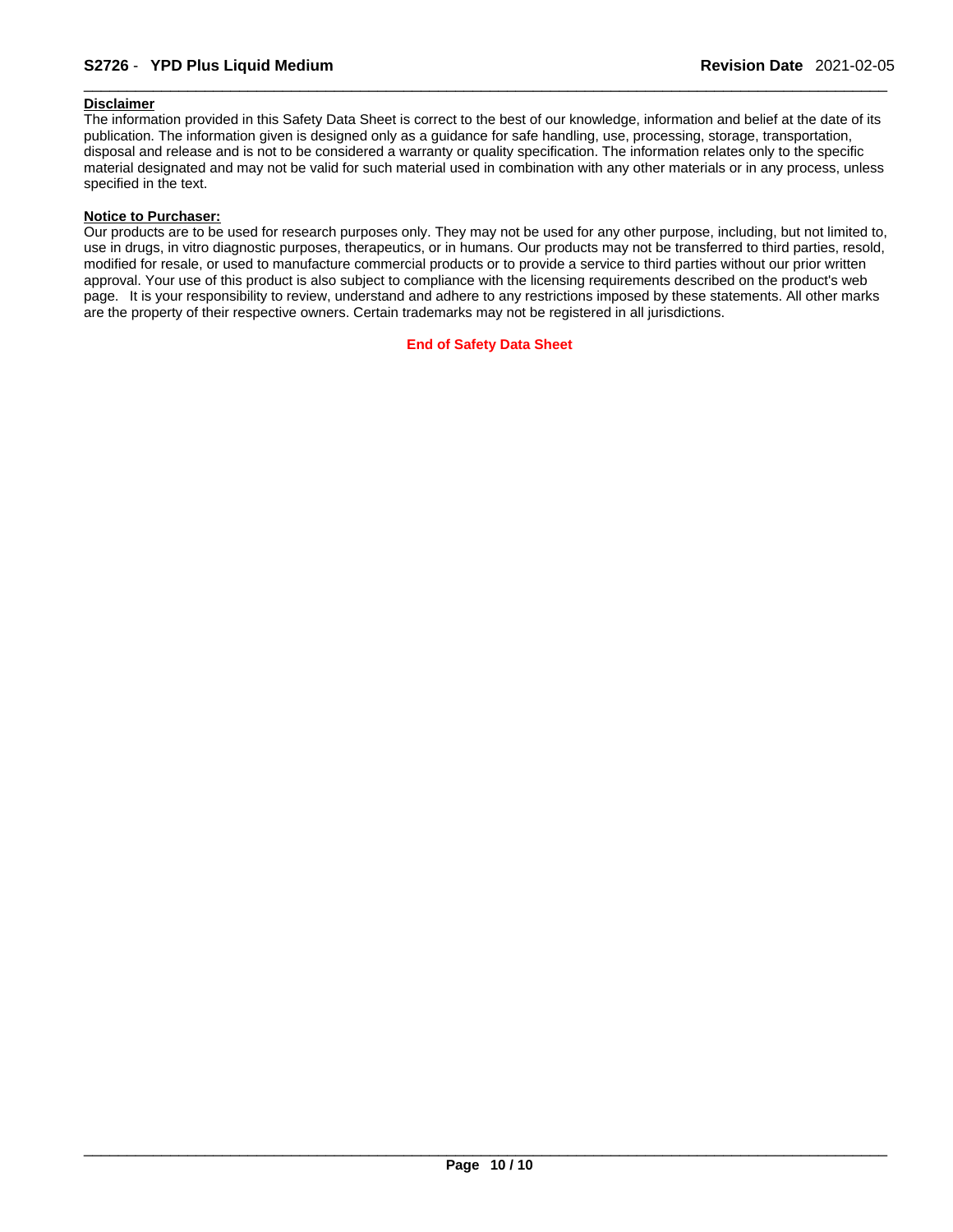**Disclaimer**

The information provided in this Safety Data Sheet is correct to the best of our knowledge, information and belief at the date of its publication. The information given is designed only as a guidance for safe handling, use, processing, storage, transportation, disposal and release and is not to be considered a warranty or quality specification. The information relates only to the specific material designated and may not be valid for such material used in combination with any other materials or in any process, unless specified in the text.

**Notice to Purchaser:**

Our products are to be used for research purposes only. They may not be used for any other purpose, including, but not limited to, use in drugs, in vitro diagnostic purposes, therapeutics, or in humans. Our products may not be transferred to third parties, resold, modified for resale, or used to manufacture commercial products or to provide a service to third parties without our prior written approval. Your use of this product is also subject to compliance with the licensing requirements described on the product's web page. It is your responsibility to review, understand and adhere to any restrictions imposed by these statements. All other marks are the property of their respective owners. Certain trademarks may not be registered in all jurisdictions.

**End of Safety Data Sheet**